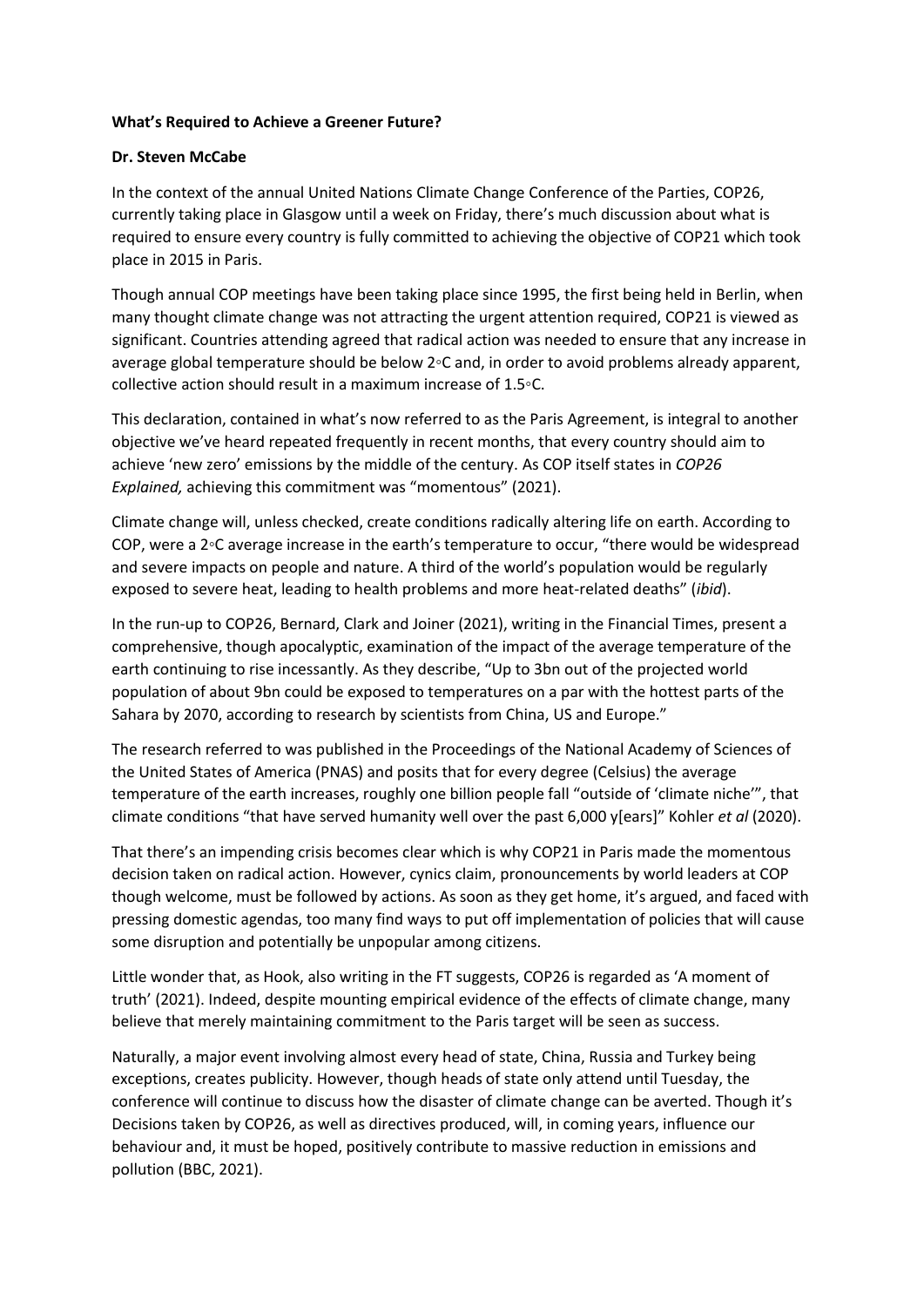**What's Required to Achieve a Greener Future?**

**Dr. Steven McCabe**

In the context of the annual United Nations Climate Change Conference of the Parties, COP26, currently taking place in Glasgow until a week on Friday, there's much discussion about what is required to ensure every country is fully committed to achieving the objective of COP21 which took place in 2015 in Paris.

Though annual COP meetings have been taking place since 1995, the first being held in Berlin, when many thought climate change was not attracting the urgent attention required, COP21 is viewed as significant. Countries attending agreed that radical action was needed to ensure that any increase in average global temperature should be below 2◦C and, in order to avoid problems already apparent, collective action should result in a maximum increase of 1.5◦C.

This declaration, contained in what's now referred to as the Paris Agreement, is integral to another objective we've heard repeated frequently in recent months, that every country should aim to achieve 'new zero' emissions by the middle of the century. As COP itself states in *COP26 Explained,* achieving this commitment was "momentous" (2021).

Climate change will, unless checked, create conditions radically altering life on earth. According to COP, were a 2◦C average increase in the earth's temperature to occur, "there would be widespread and severe impacts on people and nature. A third of the world's population would be regularly exposed to severe heat, leading to health problems and more heat-related deaths" (*ibid*).

In the run-up to COP26, Bernard, Clark and Joiner (2021), writing in the Financial Times, present a comprehensive, though apocalyptic, examination of the impact of the average temperature of the earth continuing to rise incessantly. As they describe, "Up to 3bn out of the projected world population of about 9bn could be exposed to temperatures on a par with the hottest parts of the Sahara by 2070, according to research by scientists from China, US and Europe."

The research referred to was published in the Proceedings of the National Academy of Sciences of the United States of America (PNAS) and posits that for every degree (Celsius) the average temperature of the earth increases, roughly one billion people fall "outside of 'climate niche'", that climate conditions "that have served humanity well over the past 6,000 y[ears]" Kohler *et al* (2020).

That there's an impending crisis becomes clear which is why COP21 in Paris made the momentous decision taken on radical action. However, cynics claim, pronouncements by world leaders at COP though welcome, must be followed by actions. As soon as they get home, it's argued, and faced with pressing domestic agendas, too many find ways to put off implementation of policies that will cause some disruption and potentially be unpopular among citizens.

Little wonder that, as Hook, also writing in the FT suggests, COP26 is regarded as 'A moment of truth' (2021). Indeed, despite mounting empirical evidence of the effects of climate change, many believe that merely maintaining commitment to the Paris target will be seen as success.

Naturally, a major event involving almost every head of state, China, Russia and Turkey being exceptions, creates publicity. However, though heads of state only attend until Tuesday, the conference will continue to discuss how the disaster of climate change can be averted. Though it's Decisions taken by COP26, as well as directives produced, will, in coming years, influence our behaviour and, it must be hoped, positively contribute to massive reduction in emissions and pollution (BBC, 2021).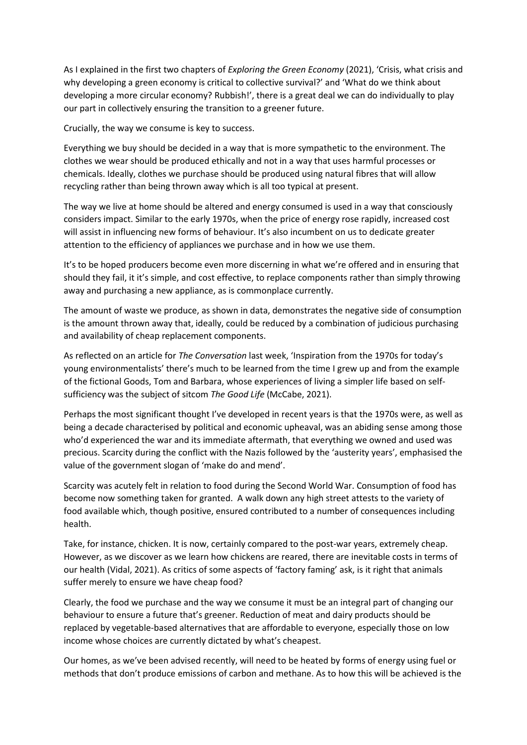As I explained in the first two chapters of *Exploring the Green Economy* (2021), 'Crisis, what crisis and why developing a green economy is critical to collective survival?' and 'What do we think about developing a more circular economy? Rubbish!', there is a great deal we can do individually to play our part in collectively ensuring the transition to a greener future.

Crucially, the way we consume is key to success.

Everything we buy should be decided in a way that is more sympathetic to the environment. The clothes we wear should be produced ethically and not in a way that uses harmful processes or chemicals. Ideally, clothes we purchase should be produced using natural fibres that will allow recycling rather than being thrown away which is all too typical at present.

The way we live at home should be altered and energy consumed is used in a way that consciously considers impact. Similar to the early 1970s, when the price of energy rose rapidly, increased cost will assist in influencing new forms of behaviour. It's also incumbent on us to dedicate greater attention to the efficiency of appliances we purchase and in how we use them.

It's to be hoped producers become even more discerning in what we're offered and in ensuring that should they fail, it it's simple, and cost effective, to replace components rather than simply throwing away and purchasing a new appliance, as is commonplace currently.

The amount of waste we produce, as shown in data, demonstrates the negative side of consumption is the amount thrown away that, ideally, could be reduced by a combination of judicious purchasing and availability of cheap replacement components.

As reflected on an article for *The Conversation* last week, 'Inspiration from the 1970s for today's young environmentalists' there's much to be learned from the time I grew up and from the example of the fictional Goods, Tom and Barbara, whose experiences of living a simpler life based on self-sufficiency was the subject of sitcom *The Good Life* (McCabe, 2021).

Perhaps the most significant thought I've developed in recent years is that the 1970s were, as well as being a decade characterised by political and economic upheaval, was an abiding sense among those who'd experienced the war and its immediate aftermath, that everything we owned and used was precious. Scarcity during the conflict with the Nazis followed by the 'austerity years', emphasised the value of the government slogan of 'make do and mend'.

Scarcity was acutely felt in relation to food during the Second World War. Consumption of food has become now something taken for granted. A walk down any high street attests to the variety of food available which, though positive, ensured contributed to a number of consequences including health.

Take, for instance, chicken. It is now, certainly compared to the post-war years, extremely cheap. However, as we discover as we learn how chickens are reared, there are inevitable costs in terms of our health (Vidal, 2021). As critics of some aspects of 'factory faming' ask, is it right that animals suffer merely to ensure we have cheap food?

Clearly, the food we purchase and the way we consume it must be an integral part of changing our behaviour to ensure a future that's greener. Reduction of meat and dairy products should be replaced by vegetable-based alternatives that are affordable to everyone, especially those on low income whose choices are currently dictated by what's cheapest.

Our homes, as we've been advised recently, will need to be heated by forms of energy using fuel or methods that don't produce emissions of carbon and methane. As to how this will be achieved is the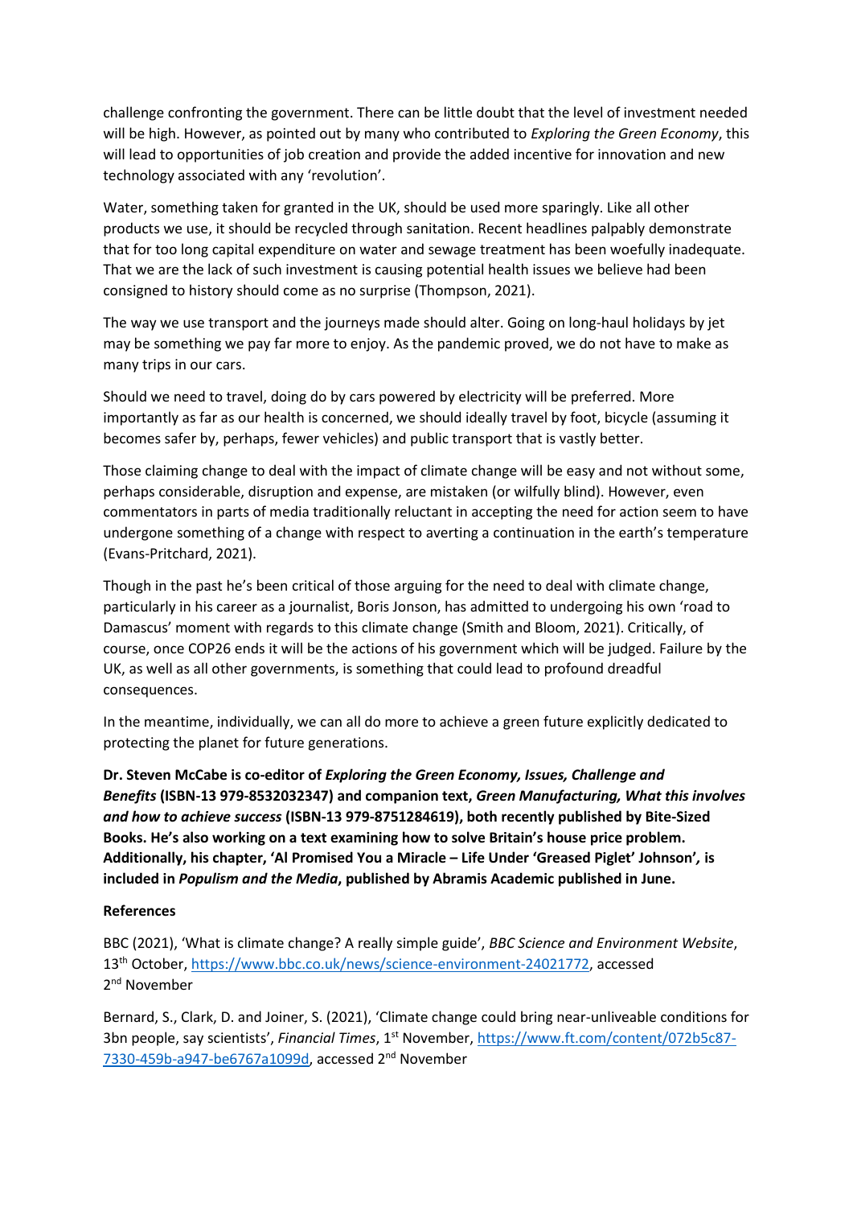challenge confronting the government. There can be little doubt that the level of investment needed will be high. However, as pointed out by many who contributed to *Exploring the Green Economy*, this will lead to opportunities of job creation and provide the added incentive for innovation and new technology associated with any 'revolution'.

Water, something taken for granted in the UK, should be used more sparingly. Like all other products we use, it should be recycled through sanitation. Recent headlines palpably demonstrate that for too long capital expenditure on water and sewage treatment has been woefully inadequate. That we are the lack of such investment is causing potential health issues we believe had been consigned to history should come as no surprise (Thompson, 2021).

The way we use transport and the journeys made should alter. Going on long-haul holidays by jet may be something we pay far more to enjoy. As the pandemic proved, we do not have to make as many trips in our cars.

Should we need to travel, doing do by cars powered by electricity will be preferred. More importantly as far as our health is concerned, we should ideally travel by foot, bicycle (assuming it becomes safer by, perhaps, fewer vehicles) and public transport that is vastly better.

Those claiming change to deal with the impact of climate change will be easy and not without some, perhaps considerable, disruption and expense, are mistaken (or wilfully blind). However, even commentators in parts of media traditionally reluctant in accepting the need for action seem to have undergone something of a change with respect to averting a continuation in the earth's temperature (Evans-Pritchard, 2021).

Though in the past he's been critical of those arguing for the need to deal with climate change, particularly in his career as a journalist, Boris Jonson, has admitted to undergoing his own 'road to Damascus' moment with regards to this climate change (Smith and Bloom, 2021). Critically, of course, once COP26 ends it will be the actions of his government which will be judged. Failure by the UK, as well as all other governments, is something that could lead to profound dreadful consequences.

In the meantime, individually, we can all do more to achieve a green future explicitly dedicated to protecting the planet for future generations.

**Dr. Steven McCabe is co-editor of *Exploring the Green Economy, Issues, Challenge and Benefits* (ISBN-13 979-8532032347) and companion text, *Green Manufacturing, What this involves and how to achieve success* (ISBN-13 979-8751284619), both recently published by Bite-Sized Books. He's also working on a text examining how to solve Britain's house price problem. Additionally, his chapter, 'Al Promised You a Miracle – Life Under 'Greased Piglet' Johnson', is included in *Populism and the Media*, published by Abramis Academic published in June.**

**References**

BBC (2021), 'What is climate change? A really simple guide', *BBC Science and Environment Website*, 13th October, https://www.bbc.co.uk/news/science-environment-24021772, accessed 2nd November

Bernard, S., Clark, D. and Joiner, S. (2021), 'Climate change could bring near-unliveable conditions for 3bn people, say scientists', *Financial Times*, 1st November, https://www.ft.com/content/072b5c87-7330-459b-a947-be6767a1099d, accessed 2nd November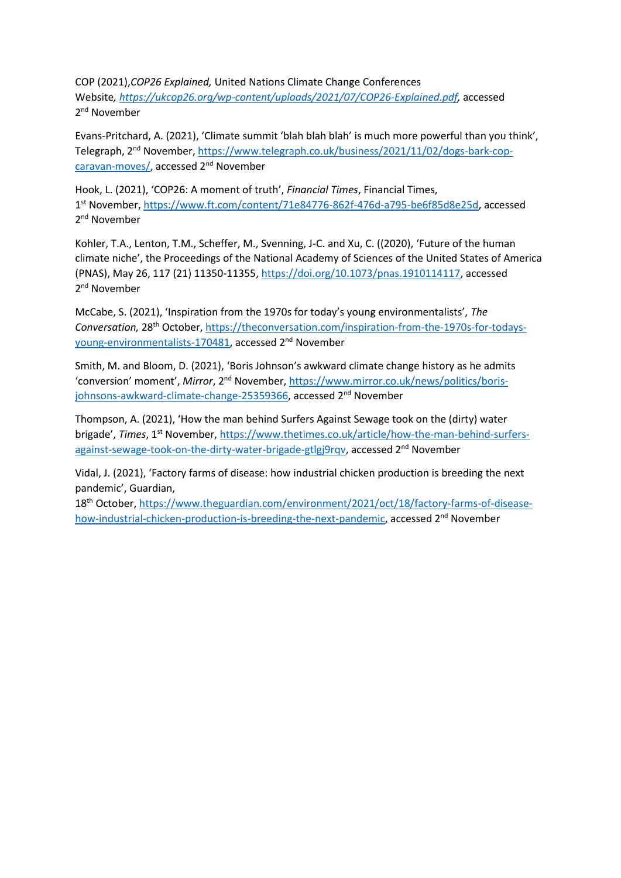COP (2021),*COP26 Explained,* United Nations Climate Change Conferences Website*, https://ukcop26.org/wp-content/uploads/2021/07/COP26-Explained.pdf,* accessed 2nd November

Evans-Pritchard, A. (2021), 'Climate summit 'blah blah blah' is much more powerful than you think', Telegraph, 2nd November, https://www.telegraph.co.uk/business/2021/11/02/dogs-bark-cop-caravan-moves/, accessed 2nd November

Hook, L. (2021), 'COP26: A moment of truth', *Financial Times*, Financial Times, 1st November, https://www.ft.com/content/71e84776-862f-476d-a795-be6f85d8e25d, accessed 2nd November

Kohler, T.A., Lenton, T.M., Scheffer, M., Svenning, J-C. and Xu, C. ((2020), 'Future of the human climate niche', the Proceedings of the National Academy of Sciences of the United States of America (PNAS), May 26, 117 (21) 11350-11355, https://doi.org/10.1073/pnas.1910114117, accessed 2nd November

McCabe, S. (2021), 'Inspiration from the 1970s for today's young environmentalists', *The Conversation,* 28th October, https://theconversation.com/inspiration-from-the-1970s-for-todays-young-environmentalists-170481, accessed 2nd November

Smith, M. and Bloom, D. (2021), 'Boris Johnson's awkward climate change history as he admits 'conversion' moment', *Mirror*, 2nd November, https://www.mirror.co.uk/news/politics/boris-johnsons-awkward-climate-change-25359366, accessed 2nd November

Thompson, A. (2021), 'How the man behind Surfers Against Sewage took on the (dirty) water brigade', *Times*, 1st November, https://www.thetimes.co.uk/article/how-the-man-behind-surfers-against-sewage-took-on-the-dirty-water-brigade-gtlgj9rqv, accessed 2nd November

Vidal, J. (2021), 'Factory farms of disease: how industrial chicken production is breeding the next pandemic', Guardian, 18th October, https://www.theguardian.com/environment/2021/oct/18/factory-farms-of-disease-how-industrial-chicken-production-is-breeding-the-next-pandemic, accessed 2nd November